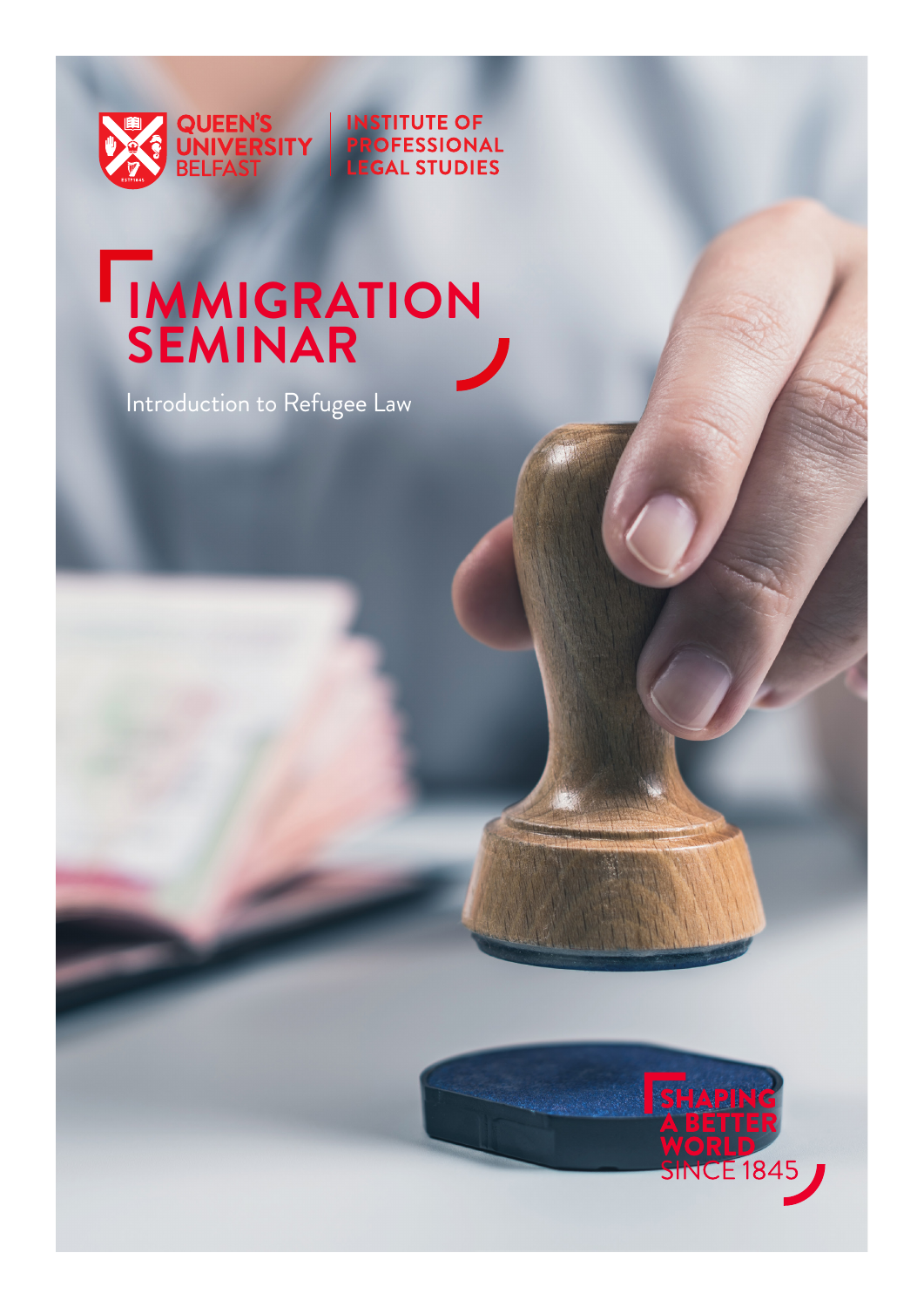QUEEN'S UNIVERSITY BELFAST

INSTITUTE OF PROFESSIONAL LEGAL STUDIES

# IMMIGRATION SEMINAR

Introduction to Refugee Law

SHAPING A BETTER WORLD SINCE 1845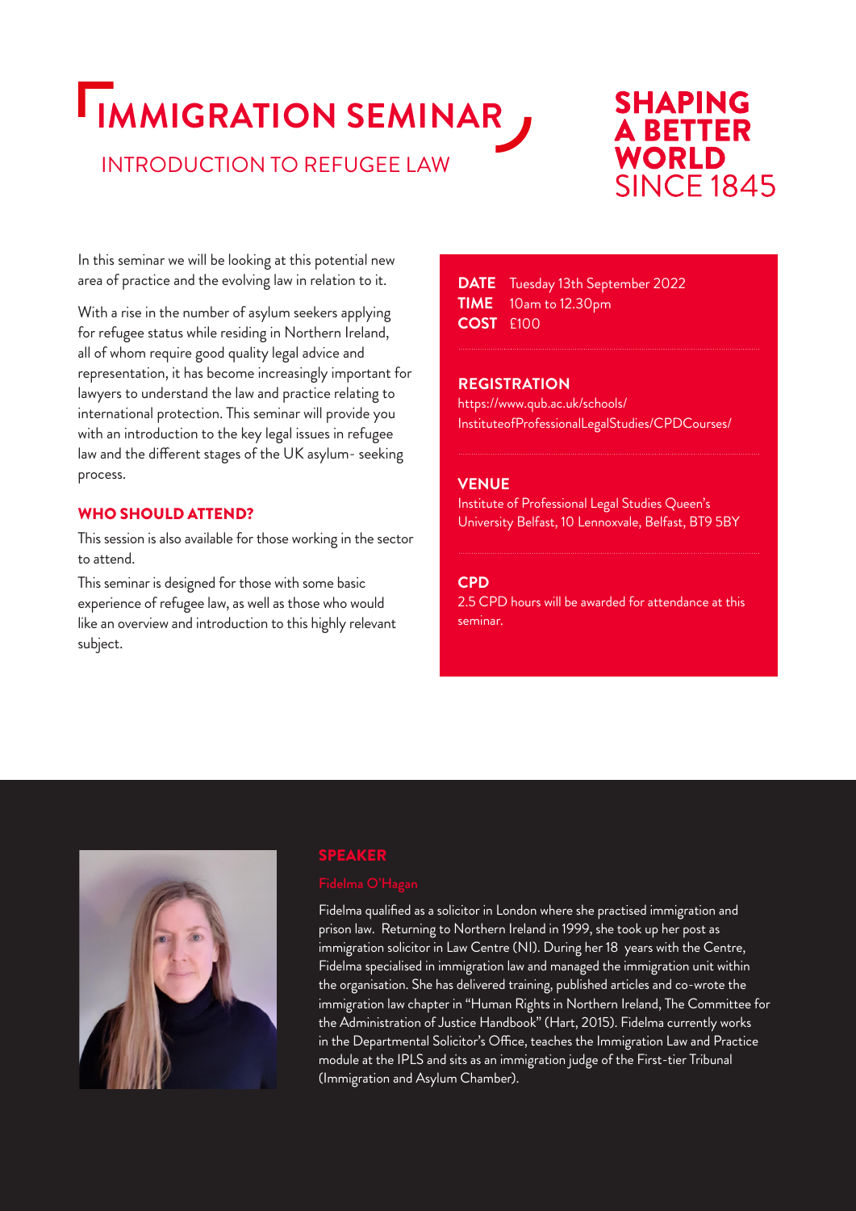# IMMIGRATION SEMINAR

## INTRODUCTION TO REFUGEE LAW

**SHAPING A BETTER WORLD** SINCE 1845

In this seminar we will be looking at this potential new area of practice and the evolving law in relation to it.

With a rise in the number of asylum seekers applying for refugee status while residing in Northern Ireland, all of whom require good quality legal advice and representation, it has become increasingly important for lawyers to understand the law and practice relating to international protection. This seminar will provide you with an introduction to the key legal issues in refugee law and the different stages of the UK asylum- seeking process.

### WHO SHOULD ATTEND?

This session is also available for those working in the sector to attend.

This seminar is designed for those with some basic experience of refugee law, as well as those who would like an overview and introduction to this highly relevant subject.

**DATE** Tuesday 13th September 2022
**TIME** 10am to 12.30pm
**COST** £100

### REGISTRATION

https://www.qub.ac.uk/schools/InstituteofProfessionalLegalStudies/CPDCourses/

### VENUE

Institute of Professional Legal Studies Queen's University Belfast, 10 Lennoxvale, Belfast, BT9 5BY

### CPD

2.5 CPD hours will be awarded for attendance at this seminar.

### SPEAKER

Fidelma O'Hagan

Fidelma qualified as a solicitor in London where she practised immigration and prison law. Returning to Northern Ireland in 1999, she took up her post as immigration solicitor in Law Centre (NI). During her 18 years with the Centre, Fidelma specialised in immigration law and managed the immigration unit within the organisation. She has delivered training, published articles and co-wrote the immigration law chapter in "Human Rights in Northern Ireland, The Committee for the Administration of Justice Handbook" (Hart, 2015). Fidelma currently works in the Departmental Solicitor's Office, teaches the Immigration Law and Practice module at the IPLS and sits as an immigration judge of the First-tier Tribunal (Immigration and Asylum Chamber).